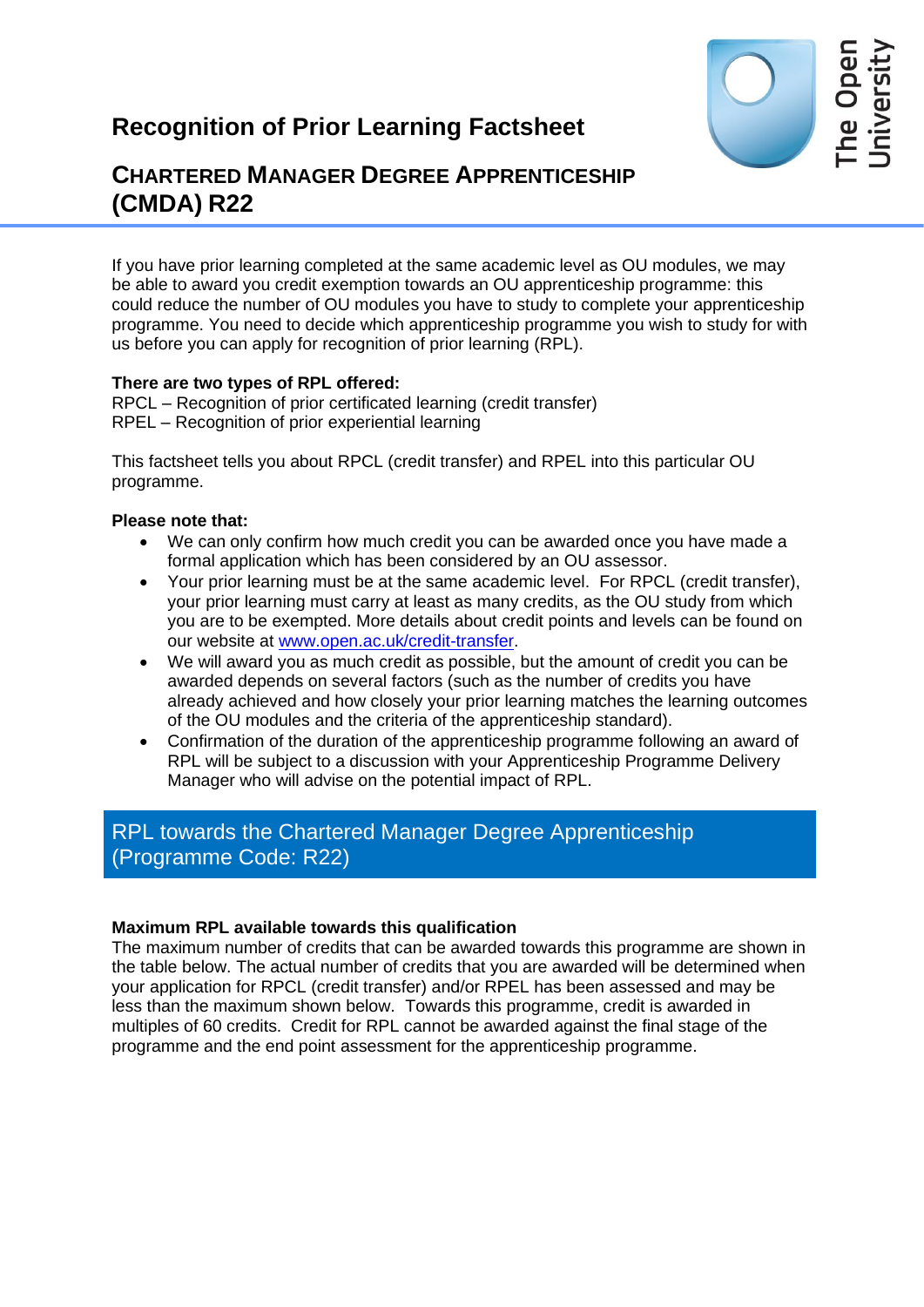# Recognition of Prior Learning Factsheet

## CHARTERED MANAGER DEGREE APPRENTICESHIP (CMDA) R22

If you have prior learning completed at the same academic level as OU modules, we may be able to award you credit exemption towards an OU apprenticeship programme: this could reduce the number of OU modules you have to study to complete your apprenticeship programme. You need to decide which apprenticeship programme you wish to study for with us before you can apply for recognition of prior learning (RPL).

**There are two types of RPL offered:**
RPCL – Recognition of prior certificated learning (credit transfer)
RPEL – Recognition of prior experiential learning

This factsheet tells you about RPCL (credit transfer) and RPEL into this particular OU programme.

**Please note that:**

- We can only confirm how much credit you can be awarded once you have made a formal application which has been considered by an OU assessor.
- Your prior learning must be at the same academic level. For RPCL (credit transfer), your prior learning must carry at least as many credits, as the OU study from which you are to be exempted. More details about credit points and levels can be found on our website at [www.open.ac.uk/credit-transfer](http://www.open.ac.uk/credit-transfer).
- We will award you as much credit as possible, but the amount of credit you can be awarded depends on several factors (such as the number of credits you have already achieved and how closely your prior learning matches the learning outcomes of the OU modules and the criteria of the apprenticeship standard).
- Confirmation of the duration of the apprenticeship programme following an award of RPL will be subject to a discussion with your Apprenticeship Programme Delivery Manager who will advise on the potential impact of RPL.

## RPL towards the Chartered Manager Degree Apprenticeship (Programme Code: R22)

**Maximum RPL available towards this qualification**
The maximum number of credits that can be awarded towards this programme are shown in the table below. The actual number of credits that you are awarded will be determined when your application for RPCL (credit transfer) and/or RPEL has been assessed and may be less than the maximum shown below. Towards this programme, credit is awarded in multiples of 60 credits. Credit for RPL cannot be awarded against the final stage of the programme and the end point assessment for the apprenticeship programme.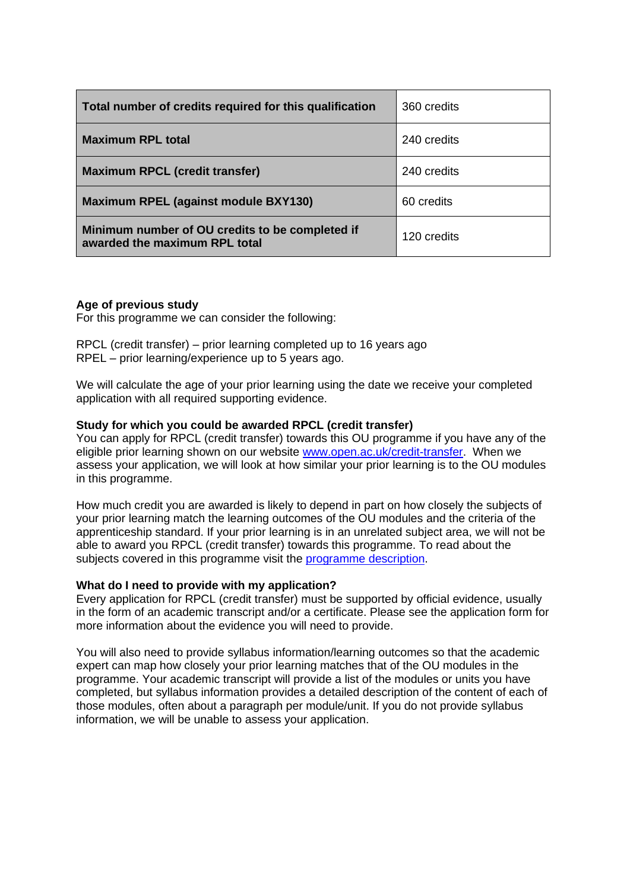| Total number of credits required for this qualification | 360 credits |
| --- | --- |
| **Maximum RPL total** | 240 credits |
| **Maximum RPCL (credit transfer)** | 240 credits |
| **Maximum RPEL (against module BXY130)** | 60 credits |
| **Minimum number of OU credits to be completed if awarded the maximum RPL total** | 120 credits |

**Age of previous study**
For this programme we can consider the following:

RPCL (credit transfer) – prior learning completed up to 16 years ago
RPEL – prior learning/experience up to 5 years ago.

We will calculate the age of your prior learning using the date we receive your completed application with all required supporting evidence.

**Study for which you could be awarded RPCL (credit transfer)**
You can apply for RPCL (credit transfer) towards this OU programme if you have any of the eligible prior learning shown on our website [www.open.ac.uk/credit-transfer](www.open.ac.uk/credit-transfer). When we assess your application, we will look at how similar your prior learning is to the OU modules in this programme.

How much credit you are awarded is likely to depend in part on how closely the subjects of your prior learning match the learning outcomes of the OU modules and the criteria of the apprenticeship standard. If your prior learning is in an unrelated subject area, we will not be able to award you RPCL (credit transfer) towards this programme. To read about the subjects covered in this programme visit the [programme description](programme description).

**What do I need to provide with my application?**
Every application for RPCL (credit transfer) must be supported by official evidence, usually in the form of an academic transcript and/or a certificate. Please see the application form for more information about the evidence you will need to provide.

You will also need to provide syllabus information/learning outcomes so that the academic expert can map how closely your prior learning matches that of the OU modules in the programme. Your academic transcript will provide a list of the modules or units you have completed, but syllabus information provides a detailed description of the content of each of those modules, often about a paragraph per module/unit. If you do not provide syllabus information, we will be unable to assess your application.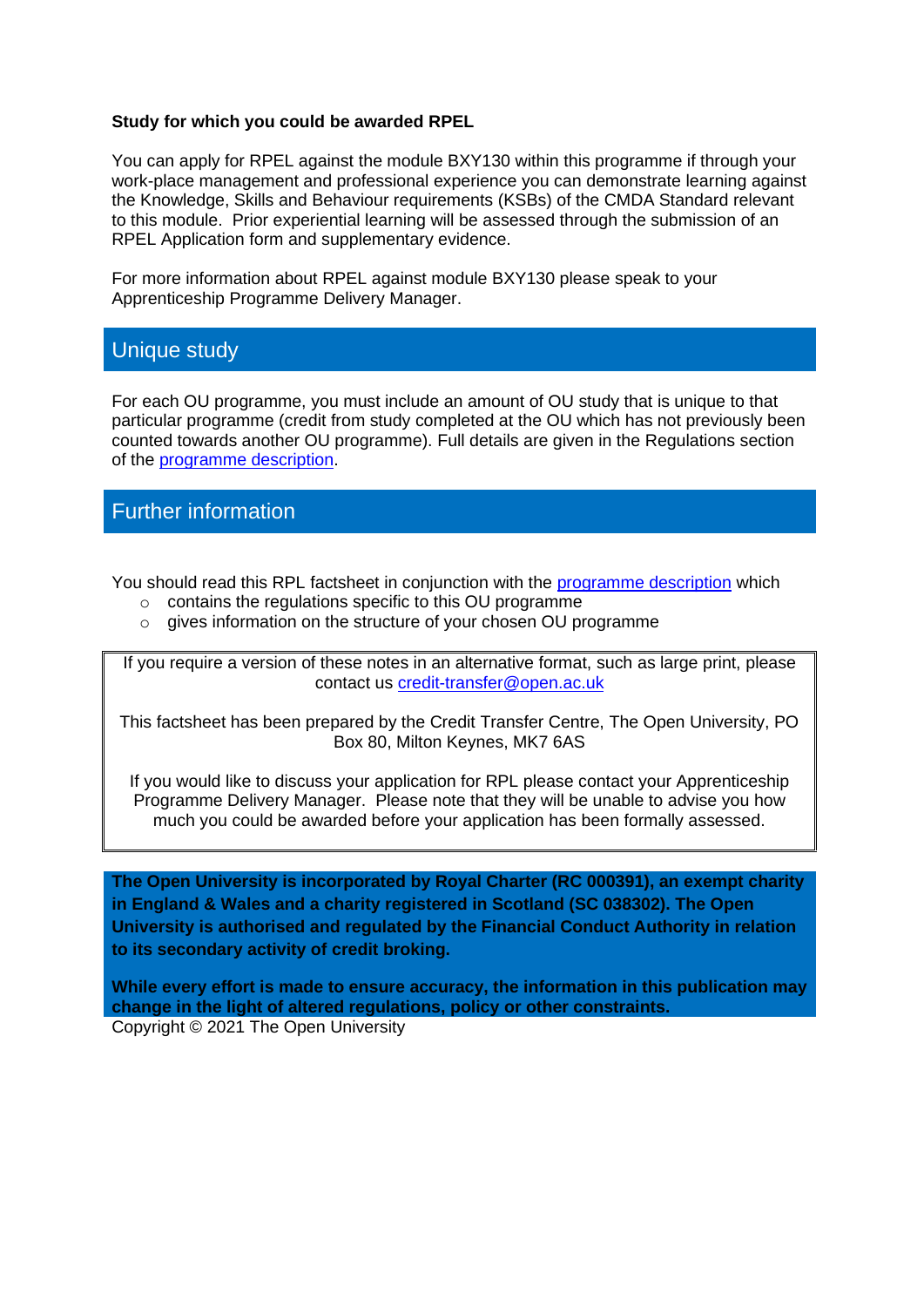**Study for which you could be awarded RPEL**

You can apply for RPEL against the module BXY130 within this programme if through your work-place management and professional experience you can demonstrate learning against the Knowledge, Skills and Behaviour requirements (KSBs) of the CMDA Standard relevant to this module. Prior experiential learning will be assessed through the submission of an RPEL Application form and supplementary evidence.

For more information about RPEL against module BXY130 please speak to your Apprenticeship Programme Delivery Manager.

## Unique study

For each OU programme, you must include an amount of OU study that is unique to that particular programme (credit from study completed at the OU which has not previously been counted towards another OU programme). Full details are given in the Regulations section of the programme description.

## Further information

You should read this RPL factsheet in conjunction with the programme description which

- contains the regulations specific to this OU programme
- gives information on the structure of your chosen OU programme

If you require a version of these notes in an alternative format, such as large print, please contact us credit-transfer@open.ac.uk

This factsheet has been prepared by the Credit Transfer Centre, The Open University, PO Box 80, Milton Keynes, MK7 6AS

If you would like to discuss your application for RPL please contact your Apprenticeship Programme Delivery Manager. Please note that they will be unable to advise you how much you could be awarded before your application has been formally assessed.

**The Open University is incorporated by Royal Charter (RC 000391), an exempt charity in England & Wales and a charity registered in Scotland (SC 038302). The Open University is authorised and regulated by the Financial Conduct Authority in relation to its secondary activity of credit broking.**

**While every effort is made to ensure accuracy, the information in this publication may change in the light of altered regulations, policy or other constraints.**

Copyright © 2021 The Open University